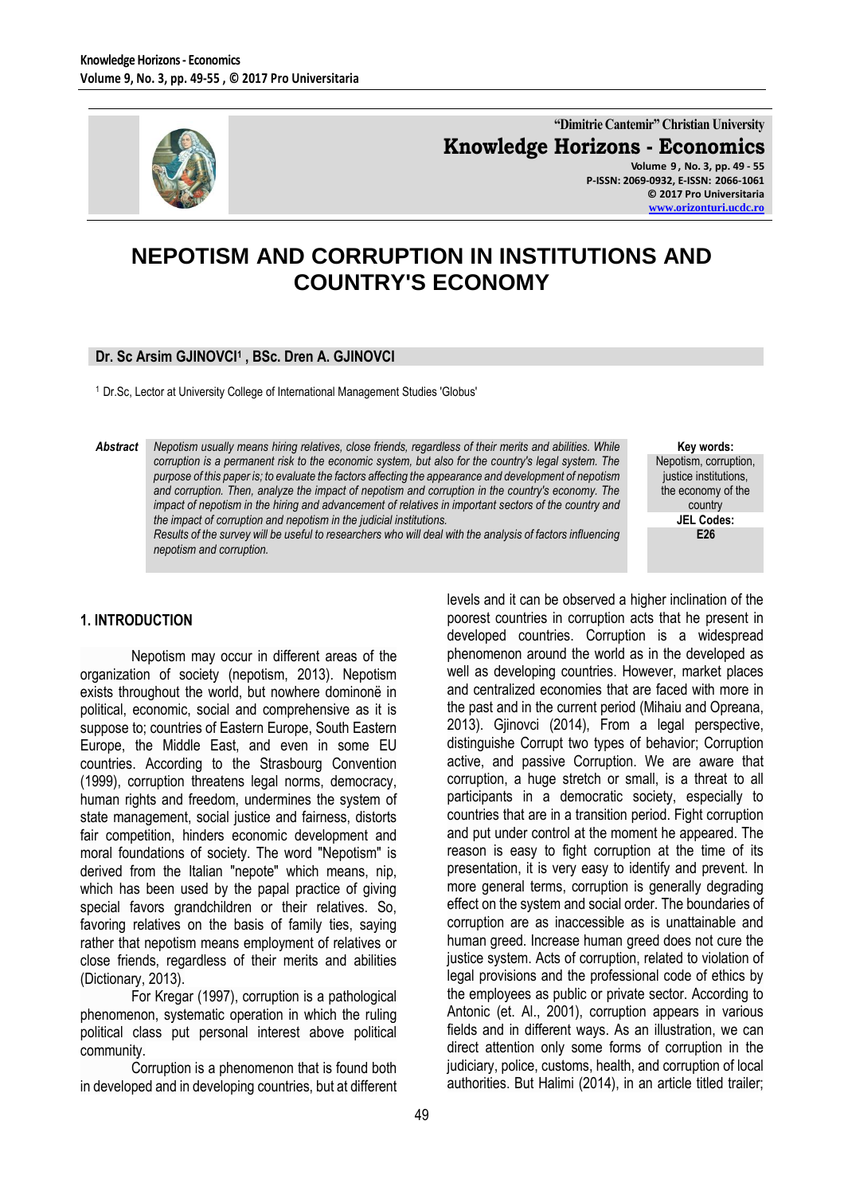# NEPOTISM AND CORRUPTION IN INSTITUTIONS AND COUNTRY'S ECONOMY

**Dr. Sc Arsim GJINOVCI[1] , BSc. Dren A. GJINOVCI**

[1] Dr.Sc, Lector at University College of International Management Studies 'Globus'

***Abstract*** *Nepotism usually means hiring relatives, close friends, regardless of their merits and abilities. While corruption is a permanent risk to the economic system, but also for the country's legal system. The purpose of this paper is; to evaluate the factors affecting the appearance and development of nepotism and corruption. Then, analyze the impact of nepotism and corruption in the country's economy. The impact of nepotism in the hiring and advancement of relatives in important sectors of the country and the impact of corruption and nepotism in the judicial institutions.*

*Results of the survey will be useful to researchers who will deal with the analysis of factors influencing nepotism and corruption.*

**Key words:** Nepotism, corruption, justice institutions, the economy of the country

**JEL Codes:** E26

## 1. INTRODUCTION

Nepotism may occur in different areas of the organization of society (nepotism, 2013). Nepotism exists throughout the world, but nowhere dominonë in political, economic, social and comprehensive as it is suppose to; countries of Eastern Europe, South Eastern Europe, the Middle East, and even in some EU countries. According to the Strasbourg Convention (1999), corruption threatens legal norms, democracy, human rights and freedom, undermines the system of state management, social justice and fairness, distorts fair competition, hinders economic development and moral foundations of society. The word "Nepotism" is derived from the Italian "nepote" which means, nip, which has been used by the papal practice of giving special favors grandchildren or their relatives. So, favoring relatives on the basis of family ties, saying rather that nepotism means employment of relatives or close friends, regardless of their merits and abilities (Dictionary, 2013).

For Kregar (1997), corruption is a pathological phenomenon, systematic operation in which the ruling political class put personal interest above political community.

Corruption is a phenomenon that is found both in developed and in developing countries, but at different levels and it can be observed a higher inclination of the poorest countries in corruption acts that he present in developed countries. Corruption is a widespread phenomenon around the world as in the developed as well as developing countries. However, market places and centralized economies that are faced with more in the past and in the current period (Mihaiu and Opreana, 2013). Gjinovci (2014), From a legal perspective, distinguishe Corrupt two types of behavior; Corruption active, and passive Corruption. We are aware that corruption, a huge stretch or small, is a threat to all participants in a democratic society, especially to countries that are in a transition period. Fight corruption and put under control at the moment he appeared. The reason is easy to fight corruption at the time of its presentation, it is very easy to identify and prevent. In more general terms, corruption is generally degrading effect on the system and social order. The boundaries of corruption are as inaccessible as is unattainable and human greed. Increase human greed does not cure the justice system. Acts of corruption, related to violation of legal provisions and the professional code of ethics by the employees as public or private sector. According to Antonic (et. Al., 2001), corruption appears in various fields and in different ways. As an illustration, we can direct attention only some forms of corruption in the judiciary, police, customs, health, and corruption of local authorities. But Halimi (2014), in an article titled trailer;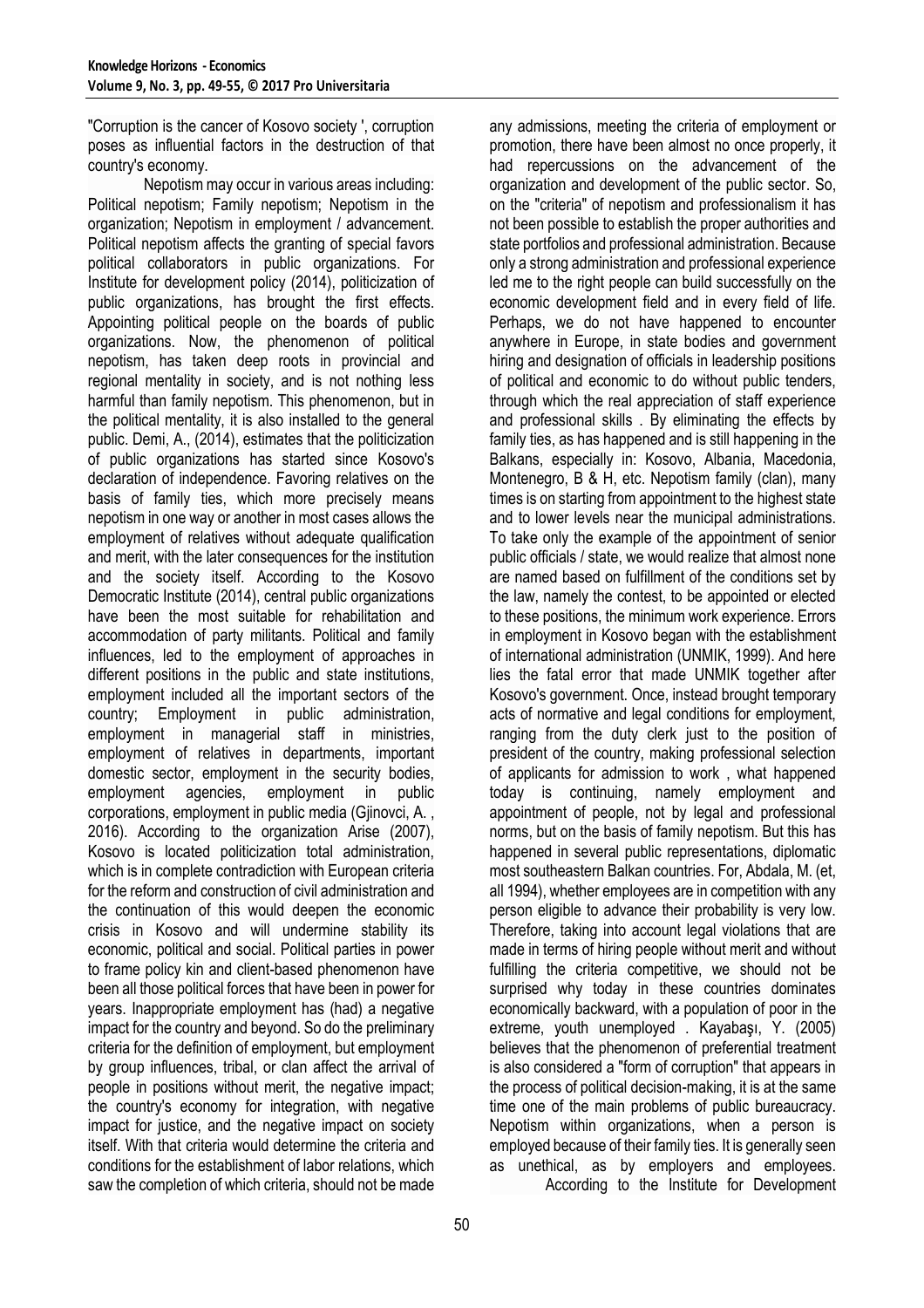"Corruption is the cancer of Kosovo society ', corruption poses as influential factors in the destruction of that country's economy.

Nepotism may occur in various areas including: Political nepotism; Family nepotism; Nepotism in the organization; Nepotism in employment / advancement. Political nepotism affects the granting of special favors political collaborators in public organizations. For Institute for development policy (2014), politicization of public organizations, has brought the first effects. Appointing political people on the boards of public organizations. Now, the phenomenon of political nepotism, has taken deep roots in provincial and regional mentality in society, and is not nothing less harmful than family nepotism. This phenomenon, but in the political mentality, it is also installed to the general public. Demi, A., (2014), estimates that the politicization of public organizations has started since Kosovo's declaration of independence. Favoring relatives on the basis of family ties, which more precisely means nepotism in one way or another in most cases allows the employment of relatives without adequate qualification and merit, with the later consequences for the institution and the society itself. According to the Kosovo Democratic Institute (2014), central public organizations have been the most suitable for rehabilitation and accommodation of party militants. Political and family influences, led to the employment of approaches in different positions in the public and state institutions, employment included all the important sectors of the country; Employment in public administration, employment in managerial staff in ministries, employment of relatives in departments, important domestic sector, employment in the security bodies, employment agencies, employment in public corporations, employment in public media (Gjinovci, A. , 2016). According to the organization Arise (2007), Kosovo is located politicization total administration, which is in complete contradiction with European criteria for the reform and construction of civil administration and the continuation of this would deepen the economic crisis in Kosovo and will undermine stability its economic, political and social. Political parties in power to frame policy kin and client-based phenomenon have been all those political forces that have been in power for years. Inappropriate employment has (had) a negative impact for the country and beyond. So do the preliminary criteria for the definition of employment, but employment by group influences, tribal, or clan affect the arrival of people in positions without merit, the negative impact; the country's economy for integration, with negative impact for justice, and the negative impact on society itself. With that criteria would determine the criteria and conditions for the establishment of labor relations, which saw the completion of which criteria, should not be made any admissions, meeting the criteria of employment or promotion, there have been almost no once properly, it had repercussions on the advancement of the organization and development of the public sector. So, on the "criteria" of nepotism and professionalism it has not been possible to establish the proper authorities and state portfolios and professional administration. Because only a strong administration and professional experience led me to the right people can build successfully on the economic development field and in every field of life. Perhaps, we do not have happened to encounter anywhere in Europe, in state bodies and government hiring and designation of officials in leadership positions of political and economic to do without public tenders, through which the real appreciation of staff experience and professional skills . By eliminating the effects by family ties, as has happened and is still happening in the Balkans, especially in: Kosovo, Albania, Macedonia, Montenegro, B & H, etc. Nepotism family (clan), many times is on starting from appointment to the highest state and to lower levels near the municipal administrations. To take only the example of the appointment of senior public officials / state, we would realize that almost none are named based on fulfillment of the conditions set by the law, namely the contest, to be appointed or elected to these positions, the minimum work experience. Errors in employment in Kosovo began with the establishment of international administration (UNMIK, 1999). And here lies the fatal error that made UNMIK together after Kosovo's government. Once, instead brought temporary acts of normative and legal conditions for employment, ranging from the duty clerk just to the position of president of the country, making professional selection of applicants for admission to work , what happened today is continuing, namely employment and appointment of people, not by legal and professional norms, but on the basis of family nepotism. But this has happened in several public representations, diplomatic most southeastern Balkan countries. For, Abdala, M. (et, all 1994), whether employees are in competition with any person eligible to advance their probability is very low. Therefore, taking into account legal violations that are made in terms of hiring people without merit and without fulfilling the criteria competitive, we should not be surprised why today in these countries dominates economically backward, with a population of poor in the extreme, youth unemployed . Kayabaşı, Y. (2005) believes that the phenomenon of preferential treatment is also considered a "form of corruption" that appears in the process of political decision-making, it is at the same time one of the main problems of public bureaucracy. Nepotism within organizations, when a person is employed because of their family ties. It is generally seen as unethical, as by employers and employees.

According to the Institute for Development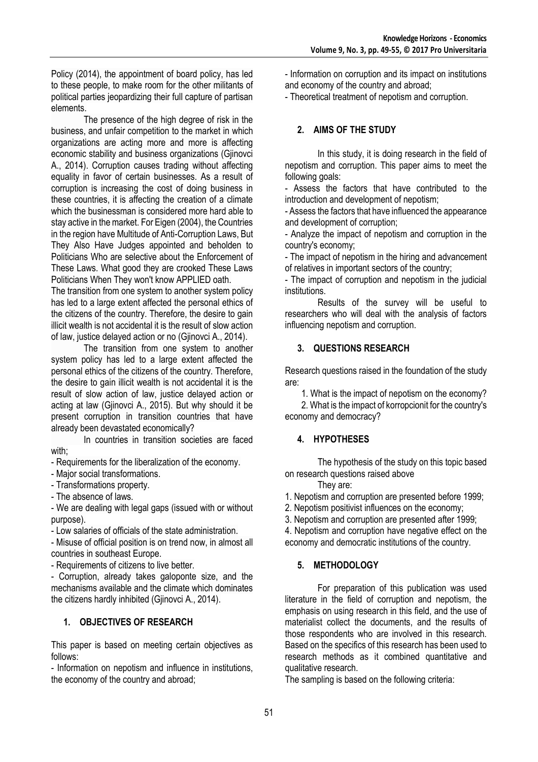Policy (2014), the appointment of board policy, has led to these people, to make room for the other militants of political parties jeopardizing their full capture of partisan elements.

The presence of the high degree of risk in the business, and unfair competition to the market in which organizations are acting more and more is affecting economic stability and business organizations (Gjinovci A., 2014). Corruption causes trading without affecting equality in favor of certain businesses. As a result of corruption is increasing the cost of doing business in these countries, it is affecting the creation of a climate which the businessman is considered more hard able to stay active in the market. For Eigen (2004), the Countries in the region have Multitude of Anti-Corruption Laws, But They Also Have Judges appointed and beholden to Politicians Who are selective about the Enforcement of These Laws. What good they are crooked These Laws Politicians When They won't know APPLIED oath.

The transition from one system to another system policy has led to a large extent affected the personal ethics of the citizens of the country. Therefore, the desire to gain illicit wealth is not accidental it is the result of slow action of law, justice delayed action or no (Gjinovci A., 2014).

The transition from one system to another system policy has led to a large extent affected the personal ethics of the citizens of the country. Therefore, the desire to gain illicit wealth is not accidental it is the result of slow action of law, justice delayed action or acting at law (Gjinovci A., 2015). But why should it be present corruption in transition countries that have already been devastated economically?

In countries in transition societies are faced with;

- Requirements for the liberalization of the economy.
- Major social transformations.
- Transformations property.
- The absence of laws.
- We are dealing with legal gaps (issued with or without purpose).
- Low salaries of officials of the state administration.
- Misuse of official position is on trend now, in almost all countries in southeast Europe.
- Requirements of citizens to live better.
- Corruption, already takes galoponte size, and the mechanisms available and the climate which dominates the citizens hardly inhibited (Gjinovci A., 2014).

## 1. OBJECTIVES OF RESEARCH

This paper is based on meeting certain objectives as follows:

- Information on nepotism and influence in institutions, the economy of the country and abroad;
- Information on corruption and its impact on institutions and economy of the country and abroad;
- Theoretical treatment of nepotism and corruption.

## 2. AIMS OF THE STUDY

In this study, it is doing research in the field of nepotism and corruption. This paper aims to meet the following goals:

- Assess the factors that have contributed to the introduction and development of nepotism;
- Assess the factors that have influenced the appearance and development of corruption;
- Analyze the impact of nepotism and corruption in the country's economy;
- The impact of nepotism in the hiring and advancement of relatives in important sectors of the country;
- The impact of corruption and nepotism in the judicial institutions.

Results of the survey will be useful to researchers who will deal with the analysis of factors influencing nepotism and corruption.

## 3. QUESTIONS RESEARCH

Research questions raised in the foundation of the study are:

1. What is the impact of nepotism on the economy?
2. What is the impact of korropcionit for the country's economy and democracy?

## 4. HYPOTHESES

The hypothesis of the study on this topic based on research questions raised above

They are:

1. Nepotism and corruption are presented before 1999;
2. Nepotism positivist influences on the economy;
3. Nepotism and corruption are presented after 1999;
4. Nepotism and corruption have negative effect on the economy and democratic institutions of the country.

## 5. METHODOLOGY

For preparation of this publication was used literature in the field of corruption and nepotism, the emphasis on using research in this field, and the use of materialist collect the documents, and the results of those respondents who are involved in this research. Based on the specifics of this research has been used to research methods as it combined quantitative and qualitative research.

The sampling is based on the following criteria: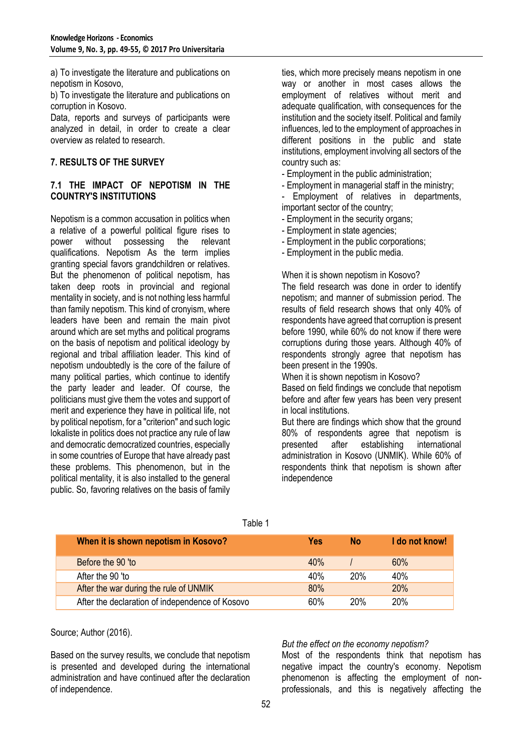a) To investigate the literature and publications on nepotism in Kosovo,

b) To investigate the literature and publications on corruption in Kosovo.

Data, reports and surveys of participants were analyzed in detail, in order to create a clear overview as related to research.

## 7. RESULTS OF THE SURVEY

### 7.1 THE IMPACT OF NEPOTISM IN THE COUNTRY'S INSTITUTIONS

Nepotism is a common accusation in politics when a relative of a powerful political figure rises to power without possessing the relevant qualifications. Nepotism As the term implies granting special favors grandchildren or relatives. But the phenomenon of political nepotism, has taken deep roots in provincial and regional mentality in society, and is not nothing less harmful than family nepotism. This kind of cronyism, where leaders have been and remain the main pivot around which are set myths and political programs on the basis of nepotism and political ideology by regional and tribal affiliation leader. This kind of nepotism undoubtedly is the core of the failure of many political parties, which continue to identify the party leader and leader. Of course, the politicians must give them the votes and support of merit and experience they have in political life, not by political nepotism, for a "criterion" and such logic lokaliste in politics does not practice any rule of law and democratic democratized countries, especially in some countries of Europe that have already past these problems. This phenomenon, but in the political mentality, it is also installed to the general public. So, favoring relatives on the basis of family ties, which more precisely means nepotism in one way or another in most cases allows the employment of relatives without merit and adequate qualification, with consequences for the institution and the society itself. Political and family influences, led to the employment of approaches in different positions in the public and state institutions, employment involving all sectors of the country such as:

- Employment in the public administration;
- Employment in managerial staff in the ministry;
- Employment of relatives in departments, important sector of the country;
- Employment in the security organs;
- Employment in state agencies;
- Employment in the public corporations;
- Employment in the public media.

When it is shown nepotism in Kosovo?

The field research was done in order to identify nepotism; and manner of submission period. The results of field research shows that only 40% of respondents have agreed that corruption is present before 1990, while 60% do not know if there were corruptions during those years. Although 40% of respondents strongly agree that nepotism has been present in the 1990s.

When it is shown nepotism in Kosovo?

Based on field findings we conclude that nepotism before and after few years has been very present in local institutions.

But there are findings which show that the ground 80% of respondents agree that nepotism is presented after establishing international administration in Kosovo (UNMIK). While 60% of respondents think that nepotism is shown after independence

Table 1

| When it is shown nepotism in Kosovo? | Yes | No | I do not know! |
|---|---|---|---|
| Before the 90 'to | 40% | / | 60% |
| After the 90 'to | 40% | 20% | 40% |
| After the war during the rule of UNMIK | 80% | | 20% |
| After the declaration of independence of Kosovo | 60% | 20% | 20% |

Source; Author (2016).

Based on the survey results, we conclude that nepotism is presented and developed during the international administration and have continued after the declaration of independence.

*But the effect on the economy nepotism?*

Most of the respondents think that nepotism has negative impact the country's economy. Nepotism phenomenon is affecting the employment of non-professionals, and this is negatively affecting the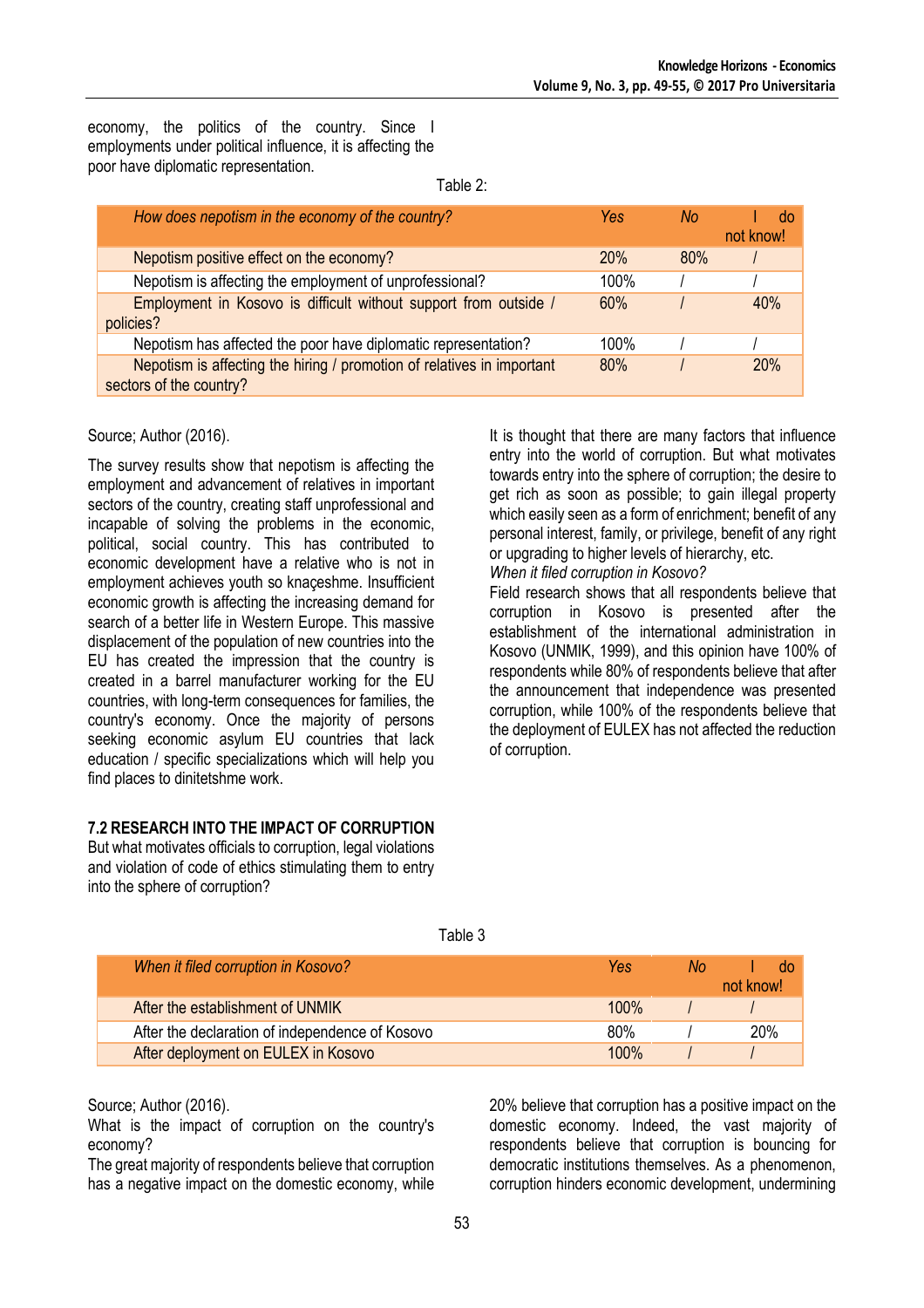economy, the politics of the country. Since I employments under political influence, it is affecting the poor have diplomatic representation.

Table 2:

| *How does nepotism in the economy of the country?* | *Yes* | *No* | I do not know! |
|---|---|---|---|
| Nepotism positive effect on the economy? | 20% | 80% | / |
| Nepotism is affecting the employment of unprofessional? | 100% | / | / |
| Employment in Kosovo is difficult without support from outside / policies? | 60% | / | 40% |
| Nepotism has affected the poor have diplomatic representation? | 100% | / | / |
| Nepotism is affecting the hiring / promotion of relatives in important sectors of the country? | 80% | / | 20% |

Source; Author (2016).

The survey results show that nepotism is affecting the employment and advancement of relatives in important sectors of the country, creating staff unprofessional and incapable of solving the problems in the economic, political, social country. This has contributed to economic development have a relative who is not in employment achieves youth so knaçeshme. Insufficient economic growth is affecting the increasing demand for search of a better life in Western Europe. This massive displacement of the population of new countries into the EU has created the impression that the country is created in a barrel manufacturer working for the EU countries, with long-term consequences for families, the country's economy. Once the majority of persons seeking economic asylum EU countries that lack education / specific specializations which will help you find places to dinitetshme work.

**7.2 RESEARCH INTO THE IMPACT OF CORRUPTION**

But what motivates officials to corruption, legal violations and violation of code of ethics stimulating them to entry into the sphere of corruption?

It is thought that there are many factors that influence entry into the world of corruption. But what motivates towards entry into the sphere of corruption; the desire to get rich as soon as possible; to gain illegal property which easily seen as a form of enrichment; benefit of any personal interest, family, or privilege, benefit of any right or upgrading to higher levels of hierarchy, etc.

*When it filed corruption in Kosovo?*

Field research shows that all respondents believe that corruption in Kosovo is presented after the establishment of the international administration in Kosovo (UNMIK, 1999), and this opinion have 100% of respondents while 80% of respondents believe that after the announcement that independence was presented corruption, while 100% of the respondents believe that the deployment of EULEX has not affected the reduction of corruption.

Table 3

| *When it filed corruption in Kosovo?* | *Yes* | *No* | I do not know! |
|---|---|---|---|
| After the establishment of UNMIK | 100% | / | / |
| After the declaration of independence of Kosovo | 80% | / | 20% |
| After deployment on EULEX in Kosovo | 100% | / | / |

Source; Author (2016).

What is the impact of corruption on the country's economy?

The great majority of respondents believe that corruption has a negative impact on the domestic economy, while 20% believe that corruption has a positive impact on the domestic economy. Indeed, the vast majority of respondents believe that corruption is bouncing for democratic institutions themselves. As a phenomenon, corruption hinders economic development, undermining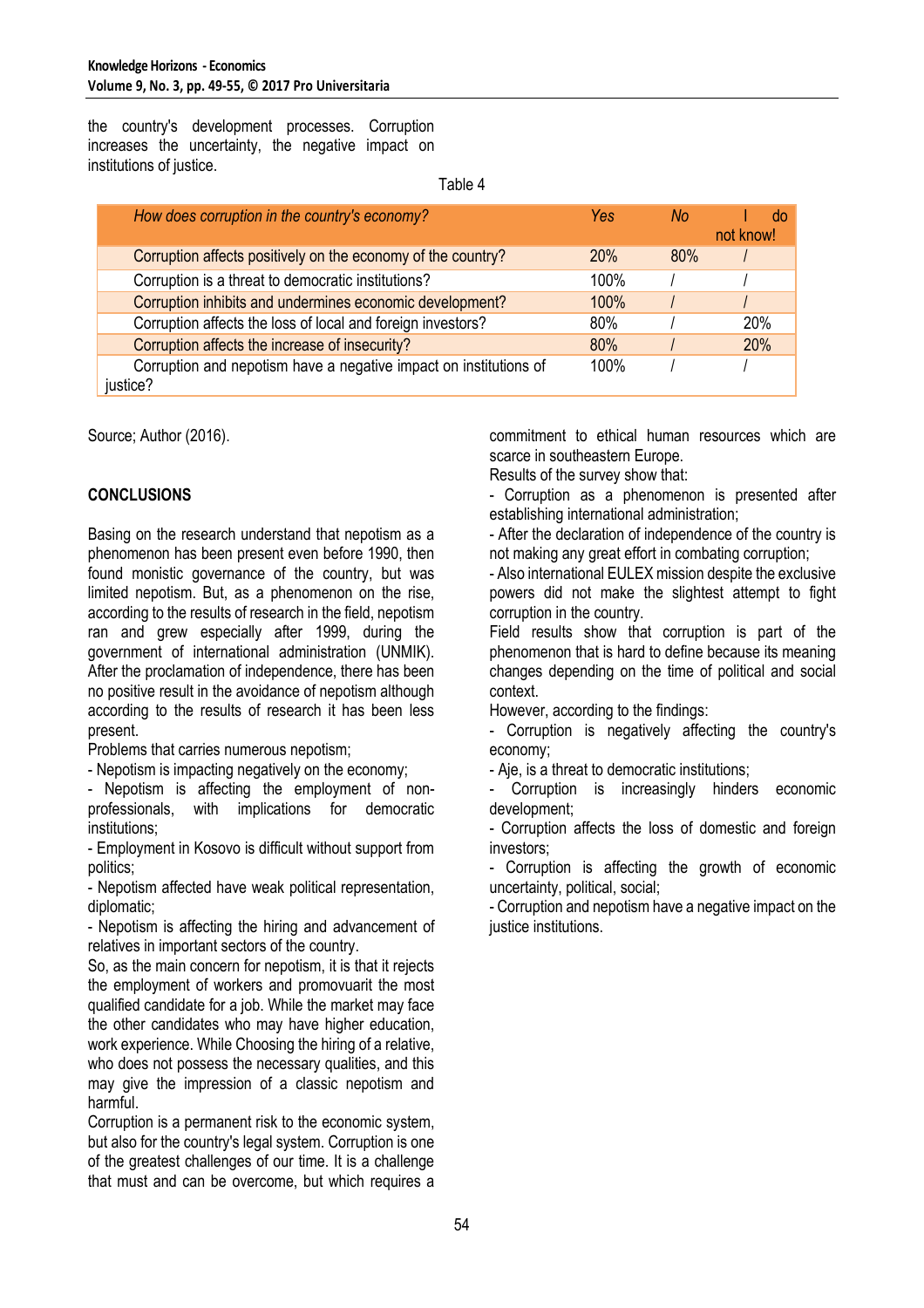the country's development processes. Corruption increases the uncertainty, the negative impact on institutions of justice.

Table 4

| *How does corruption in the country's economy?* | *Yes* | *No* | I do not know! |
|---|---|---|---|
| Corruption affects positively on the economy of the country? | 20% | 80% | / |
| Corruption is a threat to democratic institutions? | 100% | / | / |
| Corruption inhibits and undermines economic development? | 100% | / | / |
| Corruption affects the loss of local and foreign investors? | 80% | / | 20% |
| Corruption affects the increase of insecurity? | 80% | / | 20% |
| Corruption and nepotism have a negative impact on institutions of justice? | 100% | / | / |

Source; Author (2016).

## CONCLUSIONS

Basing on the research understand that nepotism as a phenomenon has been present even before 1990, then found monistic governance of the country, but was limited nepotism. But, as a phenomenon on the rise, according to the results of research in the field, nepotism ran and grew especially after 1999, during the government of international administration (UNMIK). After the proclamation of independence, there has been no positive result in the avoidance of nepotism although according to the results of research it has been less present.

Problems that carries numerous nepotism;

- Nepotism is impacting negatively on the economy;
- Nepotism is affecting the employment of non-professionals, with implications for democratic institutions;
- Employment in Kosovo is difficult without support from politics;
- Nepotism affected have weak political representation, diplomatic;
- Nepotism is affecting the hiring and advancement of relatives in important sectors of the country.

So, as the main concern for nepotism, it is that it rejects the employment of workers and promovuarit the most qualified candidate for a job. While the market may face the other candidates who may have higher education, work experience. While Choosing the hiring of a relative, who does not possess the necessary qualities, and this may give the impression of a classic nepotism and harmful.

Corruption is a permanent risk to the economic system, but also for the country's legal system. Corruption is one of the greatest challenges of our time. It is a challenge that must and can be overcome, but which requires a commitment to ethical human resources which are scarce in southeastern Europe.

Results of the survey show that:

- Corruption as a phenomenon is presented after establishing international administration;
- After the declaration of independence of the country is not making any great effort in combating corruption;
- Also international EULEX mission despite the exclusive powers did not make the slightest attempt to fight corruption in the country.

Field results show that corruption is part of the phenomenon that is hard to define because its meaning changes depending on the time of political and social context.

However, according to the findings:

- Corruption is negatively affecting the country's economy;
- Aje, is a threat to democratic institutions;
- Corruption is increasingly hinders economic development;
- Corruption affects the loss of domestic and foreign investors;
- Corruption is affecting the growth of economic uncertainty, political, social;
- Corruption and nepotism have a negative impact on the justice institutions.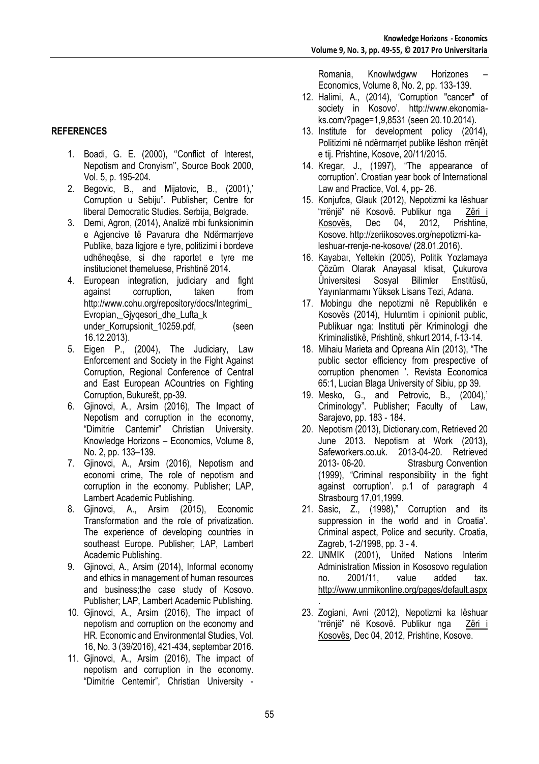## REFERENCES

1. Boadi, G. E. (2000), ''Conflict of Interest, Nepotism and Cronyism'', Source Book 2000, Vol. 5, p. 195-204.
2. Begovic, B., and Mijatovic, B., (2001),' Corruption u Sebiju". Publisher; Centre for liberal Democratic Studies. Serbija, Belgrade.
3. Demi, Agron, (2014), Analizë mbi funksionimin e Agjencive të Pavarura dhe Ndërmarrjeve Publike, baza ligjore e tyre, politizimi i bordeve udhëheqëse, si dhe raportet e tyre me institucionet themeluese, Prishtinë 2014.
4. European integration, judiciary and fight against corruption, taken from http://www.cohu.org/repository/docs/Integrimi_Evropian,_Gjyqesori_dhe_Lufta_k under_Korrupsionit_10259.pdf, (seen 16.12.2013).
5. Eigen P., (2004), The Judiciary, Law Enforcement and Society in the Fight Against Corruption, Regional Conference of Central and East European ACountries on Fighting Corruption, Bukurešt, pp-39.
6. Gjinovci, A., Arsim (2016), The Impact of Nepotism and corruption in the economy, "Dimitrie Cantemir" Christian University. Knowledge Horizons – Economics, Volume 8, No. 2, pp. 133–139.
7. Gjinovci, A., Arsim (2016), Nepotism and economi crime, The role of nepotism and corruption in the economy. Publisher; LAP, Lambert Academic Publishing.
8. Gjinovci, A., Arsim (2015), Economic Transformation and the role of privatization. The experience of developing countries in southeast Europe. Publisher; LAP, Lambert Academic Publishing.
9. Gjinovci, A., Arsim (2014), Informal economy and ethics in management of human resources and business;the case study of Kosovo. Publisher; LAP, Lambert Academic Publishing.
10. Gjinovci, A., Arsim (2016), The impact of nepotism and corruption on the economy and HR. Economic and Environmental Studies, Vol. 16, No. 3 (39/2016), 421-434, septembar 2016.
11. Gjinovci, A., Arsim (2016), The impact of nepotism and corruption in the economy. "Dimitrie Centemir", Christian University - Romania, Knowlwdgww Horizones – Economics, Volume 8, No. 2, pp. 133-139.
12. Halimi, A., (2014), 'Corruption "cancer" of society in Kosovo'. http://www.ekonomia-ks.com/?page=1,9,8531 (seen 20.10.2014).
13. Institute for development policy (2014), Politizimi në ndërmarrjet publike lëshon rrënjët e tij. Prishtine, Kosove, 20/11/2015.
14. Kregar, J., (1997), "The appearance of corruption'. Croatian year book of International Law and Practice, Vol. 4, pp- 26.
15. Konjufca, Glauk (2012), Nepotizmi ka lëshuar "rrënjë" në Kosovë. Publikur nga Zëri i Kosovës, Dec 04, 2012, Prishtine, Kosove. http://zeriikosoves.org/nepotizmi-ka-leshuar-rrenje-ne-kosove/ (28.01.2016).
16. Kayabaı, Yeltekin (2005), Politik Yozlamaya Çözüm Olarak Anayasal ktisat, Çukurova Üniversitesi Sosyal Bilimler Enstitüsü, Yayınlanmamı Yüksek Lisans Tezi, Adana.
17. Mobingu dhe nepotizmi në Republikën e Kosovës (2014), Hulumtim i opinionit public, Publikuar nga: Instituti për Kriminologji dhe Kriminalistikë, Prishtinë, shkurt 2014, f-13-14.
18. Mihaiu Marieta and Opreana Alin (2013), "The public sector efficiency from prespective of corruption phenomen '. Revista Economica 65:1, Lucian Blaga University of Sibiu, pp 39.
19. Mesko, G., and Petrovic, B., (2004),' Criminology". Publisher; Faculty of Law, Sarajevo, pp. 183 - 184.
20. Nepotism (2013), Dictionary.com, Retrieved 20 June 2013. Nepotism at Work (2013), Safeworkers.co.uk. 2013-04-20. Retrieved 2013- 06-20. Strasburg Convention (1999), "Criminal responsibility in the fight against corruption'. p.1 of paragraph 4 Strasbourg 17,01,1999.
21. Sasic, Z., (1998)," Corruption and its suppression in the world and in Croatia'. Criminal aspect, Police and security. Croatia, Zagreb, 1-2/1998, pp. 3 - 4.
22. UNMIK (2001), United Nations Interim Administration Mission in Kososovo regulation no. 2001/11, value added tax. http://www.unmikonline.org/pages/default.aspx .
23. Zogiani, Avni (2012), Nepotizmi ka lëshuar "rrënjë" në Kosovë. Publikur nga Zëri i Kosovës, Dec 04, 2012, Prishtine, Kosove.